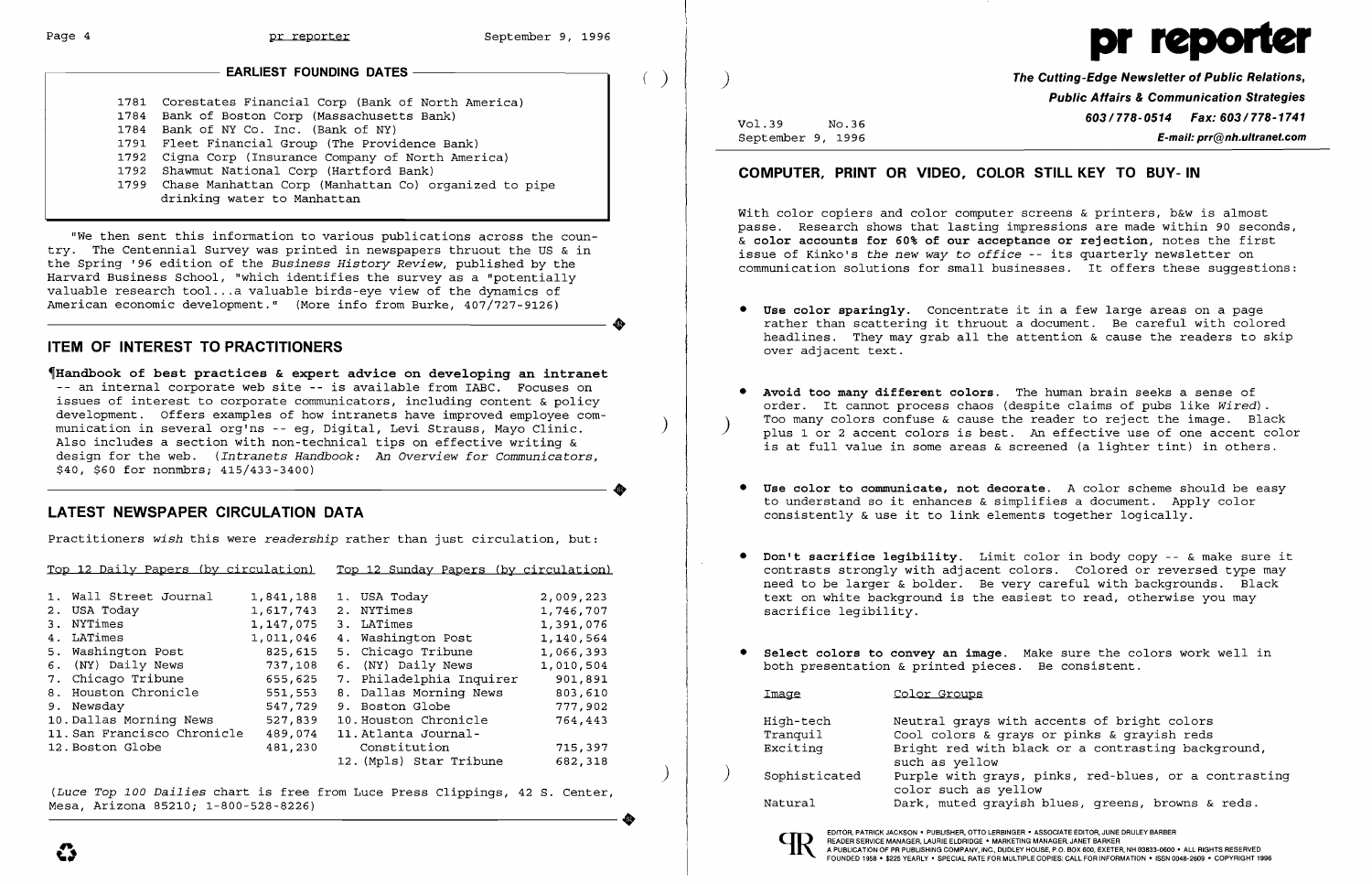## EARLIEST FOUNDING DATES

| | |
|---|---|
| 1781 | Corestates Financial Corp (Bank of North America) |
| 1784 | Bank of Boston Corp (Massachusetts Bank) |
| 1784 | Bank of NY Co. Inc. (Bank of NY) |
| 1791 | Fleet Financial Group (The Providence Bank) |
| 1792 | Cigna Corp (Insurance Company of North America) |
| 1792 | Shawmut National Corp (Hartford Bank) |
| 1799 | Chase Manhattan Corp (Manhattan Co) organized to pipe drinking water to Manhattan |

"We then sent this information to various publications across the country. The Centennial Survey was printed in newspapers thruout the US & in the Spring '96 edition of the *Business History Review*, published by the Harvard Business School, "which identifies the survey as a "potentially valuable research tool...a valuable birds-eye view of the dynamics of American economic development." (More info from Burke, 407/727-9126)

## ITEM OF INTEREST TO PRACTITIONERS

¶**Handbook of best practices & expert advice on developing an intranet** -- an internal corporate web site -- is available from IABC. Focuses on issues of interest to corporate communicators, including content & policy development. Offers examples of how intranets have improved employee communication in several org'ns -- eg, Digital, Levi Strauss, Mayo Clinic. Also includes a section with non-technical tips on effective writing & design for the web. (*Intranets Handbook: An Overview for Communicators*, $40, $60 for nonmbrs; 415/433-3400)

## LATEST NEWSPAPER CIRCULATION DATA

Practitioners *wish* this were *readership* rather than just circulation, but:

| Top 12 Daily Papers (by circulation) | | Top 12 Sunday Papers (by circulation) | |
|---|---|---|---|
| 1. Wall Street Journal | 1,841,188 | 1. USA Today | 2,009,223 |
| 2. USA Today | 1,617,743 | 2. NYTimes | 1,746,707 |
| 3. NYTimes | 1,147,075 | 3. LATimes | 1,391,076 |
| 4. LATimes | 1,011,046 | 4. Washington Post | 1,140,564 |
| 5. Washington Post | 825,615 | 5. Chicago Tribune | 1,066,393 |
| 6. (NY) Daily News | 737,108 | 6. (NY) Daily News | 1,010,504 |
| 7. Chicago Tribune | 655,625 | 7. Philadelphia Inquirer | 901,891 |
| 8. Houston Chronicle | 551,553 | 8. Dallas Morning News | 803,610 |
| 9. Newsday | 547,729 | 9. Boston Globe | 777,902 |
| 10. Dallas Morning News | 527,839 | 10. Houston Chronicle | 764,443 |
| 11. San Francisco Chronicle | 489,074 | 11. Atlanta Journal-Constitution | 715,397 |
| 12. Boston Globe | 481,230 | 12. (Mpls) Star Tribune | 682,318 |

(*Luce Top 100 Dailies* chart is free from Luce Press Clippings, 42 S. Center, Mesa, Arizona 85210; 1-800-528-8226)

# pr reporter

**The Cutting-Edge Newsletter of Public Relations, Public Affairs & Communication Strategies**
**603/778-0514 Fax: 603/778-1741**
**E-mail: prr@nh.ultranet.com**

Vol.39 No.36
September 9, 1996

## COMPUTER, PRINT OR VIDEO, COLOR STILL KEY TO BUY-IN

With color copiers and color computer screens & printers, b&w is almost passe. Research shows that lasting impressions are made within 90 seconds, & **color accounts for 60% of our acceptance or rejection**, notes the first issue of Kinko's *the new way to office* -- its quarterly newsletter on communication solutions for small businesses. It offers these suggestions:

- **Use color sparingly.** Concentrate it in a few large areas on a page rather than scattering it thruout a document. Be careful with colored headlines. They may grab all the attention & cause the readers to skip over adjacent text.

- **Avoid too many different colors.** The human brain seeks a sense of order. It cannot process chaos (despite claims of pubs like *Wired*). Too many colors confuse & cause the reader to reject the image. Black plus 1 or 2 accent colors is best. An effective use of one accent color is at full value in some areas & screened (a lighter tint) in others.

- **Use color to communicate, not decorate.** A color scheme should be easy to understand so it enhances & simplifies a document. Apply color consistently & use it to link elements together logically.

- **Don't sacrifice legibility.** Limit color in body copy -- & make sure it contrasts strongly with adjacent colors. Colored or reversed type may need to be larger & bolder. Be very careful with backgrounds. Black text on white background is the easiest to read, otherwise you may sacrifice legibility.

- **Select colors to convey an image.** Make sure the colors work well in both presentation & printed pieces. Be consistent.

| Image | Color Groups |
|---|---|
| High-tech | Neutral grays with accents of bright colors |
| Tranquil | Cool colors & grays or pinks & grayish reds |
| Exciting | Bright red with black or a contrasting background, such as yellow |
| Sophisticated | Purple with grays, pinks, red-blues, or a contrasting color such as yellow |
| Natural | Dark, muted grayish blues, greens, browns & reds. |

EDITOR, PATRICK JACKSON • PUBLISHER, OTTO LERBINGER • ASSOCIATE EDITOR, JUNE DRULEY BARBER
READER SERVICE MANAGER, LAURIE ELDRIDGE • MARKETING MANAGER, JANET BARKER
A PUBLICATION OF PR PUBLISHING COMPANY, INC., DUDLEY HOUSE, P.O. BOX 600, EXETER, NH 03833-0600 • ALL RIGHTS RESERVED
FOUNDED 1958 • $225 YEARLY • SPECIAL RATE FOR MULTIPLE COPIES: CALL FOR INFORMATION • ISSN 0048-2609 • COPYRIGHT 1996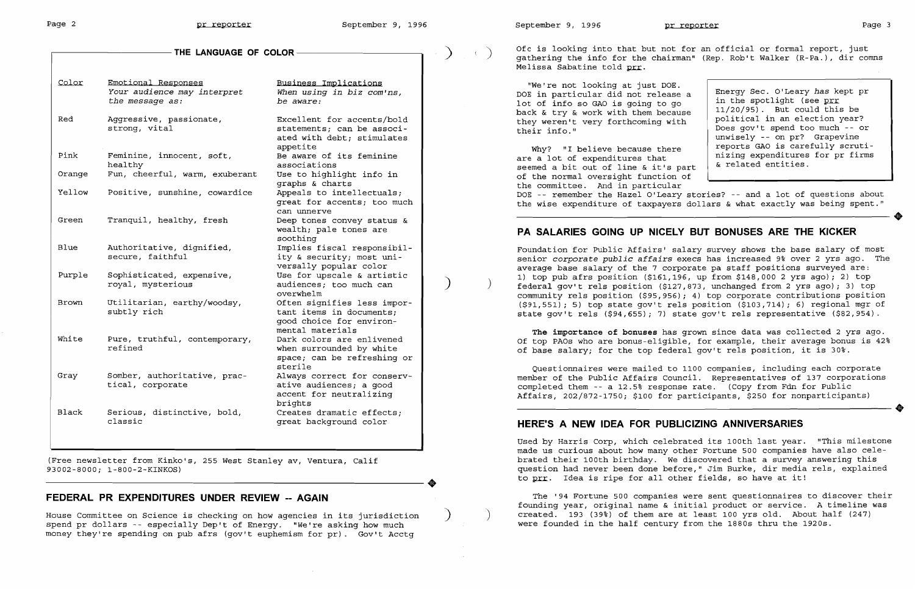## THE LANGUAGE OF COLOR

| Color | Emotional Responses *Your audience may interpret the message as:* | Business Implications *When using in biz com'ns, be aware:* |
|---|---|---|
| Red | Aggressive, passionate, strong, vital | Excellent for accents/bold statements; can be associated with debt; stimulates appetite |
| Pink | Feminine, innocent, soft, healthy | Be aware of its feminine associations |
| Orange | Fun, cheerful, warm, exuberant | Use to highlight info in graphs & charts |
| Yellow | Positive, sunshine, cowardice | Appeals to intellectuals; great for accents; too much can unnerve |
| Green | Tranquil, healthy, fresh | Deep tones convey status & wealth; pale tones are soothing |
| Blue | Authoritative, dignified, secure, faithful | Implies fiscal responsibility & security; most universally popular color |
| Purple | Sophisticated, expensive, royal, mysterious | Use for upscale & artistic audiences; too much can overwhelm |
| Brown | Utilitarian, earthy/woodsy, subtly rich | Often signifies less important items in documents; good choice for environmental materials |
| White | Pure, truthful, contemporary, refined | Dark colors are enlivened when surrounded by white space; can be refreshing or sterile |
| Gray | Somber, authoritative, practical, corporate | Always correct for conservative audiences; a good accent for neutralizing brights |
| Black | Serious, distinctive, bold, classic | Creates dramatic effects; great background color |

(Free newsletter from Kinko's, 255 West Stanley av, Ventura, Calif 93002-8000; 1-800-2-KINKOS)

## FEDERAL PR EXPENDITURES UNDER REVIEW -- AGAIN

House Committee on Science is checking on how agencies in its jurisdiction spend pr dollars -- especially Dep't of Energy. "We're asking how much money they're spending on pub afrs (gov't euphemism for pr). Gov't Acctg Ofc is looking into that but not for an official or formal report, just gathering the info for the chairman" (Rep. Rob't Walker (R-Pa.), dir comns Melissa Sabatine told prr.

"We're not looking at just DOE. DOE in particular did not release a lot of info so GAO is going to go back & try & work with them because they weren't very forthcoming with their info."

Why? "I believe because there are a lot of expenditures that seemed a bit out of line & it's part of the normal oversight function of the committee. And in particular DOE -- remember the Hazel O'Leary stories? -- and a lot of questions about the wise expenditure of taxpayers dollars & what exactly was being spent."

> Energy Sec. O'Leary *has* kept pr in the spotlight (see prr 11/20/95). But could this be political in an election year? Does gov't spend too much -- or unwisely -- on pr? Grapevine reports GAO is carefully scrutinizing expenditures for pr firms & related entities.

## PA SALARIES GOING UP NICELY BUT BONUSES ARE THE KICKER

Foundation for Public Affairs' salary survey shows the base salary of most senior *corporate public affairs* execs has increased 9% over 2 yrs ago. The average base salary of the 7 corporate pa staff positions surveyed are: 1) top pub afrs position ($161,196, up from $148,000 2 yrs ago); 2) top federal gov't rels position ($127,873, unchanged from 2 yrs ago); 3) top community rels position ($95,956); 4) top corporate contributions position ($91,551); 5) top state gov't rels position ($103,714); 6) regional mgr of state gov't rels ($94,655); 7) state gov't rels representative ($82,954).

**The importance of bonuses** has grown since data was collected 2 yrs ago. Of top PAOs who are bonus-eligible, for example, their average bonus is 42% of base salary; for the top federal gov't rels position, it is 30%.

Questionnaires were mailed to 1100 companies, including each corporate member of the Public Affairs Council. Representatives of 137 corporations completed them -- a 12.5% response rate. (Copy from Fdn for Public Affairs, 202/872-1750; $100 for participants, $250 for nonparticipants)

## HERE'S A NEW IDEA FOR PUBLICIZING ANNIVERSARIES

Used by Harris Corp, which celebrated its 100th last year. "This milestone made us curious about how many other Fortune 500 companies have also celebrated their 100th birthday. We discovered that a survey answering this question had never been done before," Jim Burke, dir media rels, explained to prr. Idea is ripe for all other fields, so have at it!

The '94 Fortune 500 companies were sent questionnaires to discover their founding year, original name & initial product or service. A timeline was created. 193 (39%) of them are at least 100 yrs old. About half (247) were founded in the half century from the 1880s thru the 1920s.